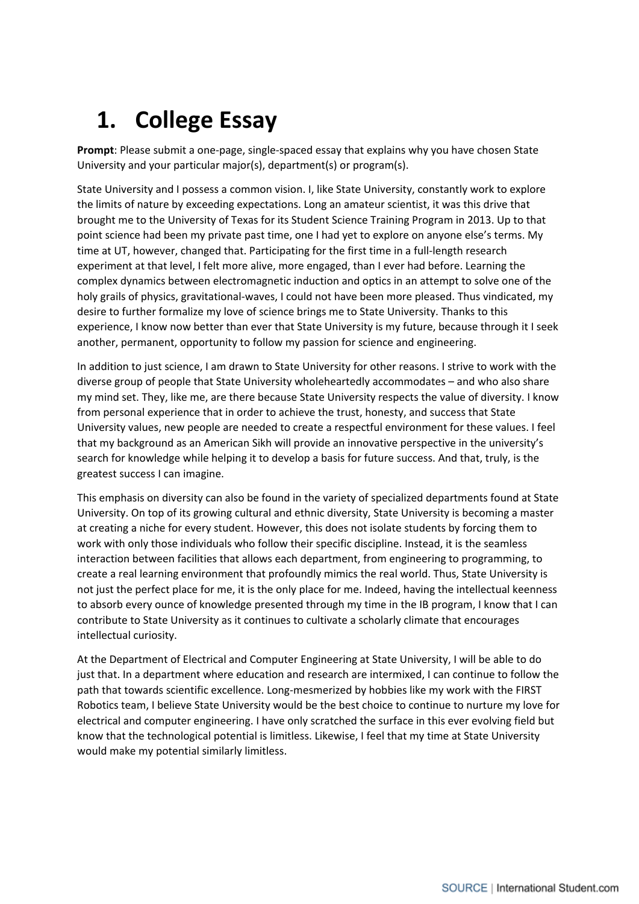# 1. College Essay

**Prompt**: Please submit a one-page, single-spaced essay that explains why you have chosen State University and your particular major(s), department(s) or program(s).

State University and I possess a common vision. I, like State University, constantly work to explore the limits of nature by exceeding expectations. Long an amateur scientist, it was this drive that brought me to the University of Texas for its Student Science Training Program in 2013. Up to that point science had been my private past time, one I had yet to explore on anyone else's terms. My time at UT, however, changed that. Participating for the first time in a full-length research experiment at that level, I felt more alive, more engaged, than I ever had before. Learning the complex dynamics between electromagnetic induction and optics in an attempt to solve one of the holy grails of physics, gravitational-waves, I could not have been more pleased. Thus vindicated, my desire to further formalize my love of science brings me to State University. Thanks to this experience, I know now better than ever that State University is my future, because through it I seek another, permanent, opportunity to follow my passion for science and engineering.

In addition to just science, I am drawn to State University for other reasons. I strive to work with the diverse group of people that State University wholeheartedly accommodates – and who also share my mind set. They, like me, are there because State University respects the value of diversity. I know from personal experience that in order to achieve the trust, honesty, and success that State University values, new people are needed to create a respectful environment for these values. I feel that my background as an American Sikh will provide an innovative perspective in the university's search for knowledge while helping it to develop a basis for future success. And that, truly, is the greatest success I can imagine.

This emphasis on diversity can also be found in the variety of specialized departments found at State University. On top of its growing cultural and ethnic diversity, State University is becoming a master at creating a niche for every student. However, this does not isolate students by forcing them to work with only those individuals who follow their specific discipline. Instead, it is the seamless interaction between facilities that allows each department, from engineering to programming, to create a real learning environment that profoundly mimics the real world. Thus, State University is not just the perfect place for me, it is the only place for me. Indeed, having the intellectual keenness to absorb every ounce of knowledge presented through my time in the IB program, I know that I can contribute to State University as it continues to cultivate a scholarly climate that encourages intellectual curiosity.

At the Department of Electrical and Computer Engineering at State University, I will be able to do just that. In a department where education and research are intermixed, I can continue to follow the path that towards scientific excellence. Long-mesmerized by hobbies like my work with the FIRST Robotics team, I believe State University would be the best choice to continue to nurture my love for electrical and computer engineering. I have only scratched the surface in this ever evolving field but know that the technological potential is limitless. Likewise, I feel that my time at State University would make my potential similarly limitless.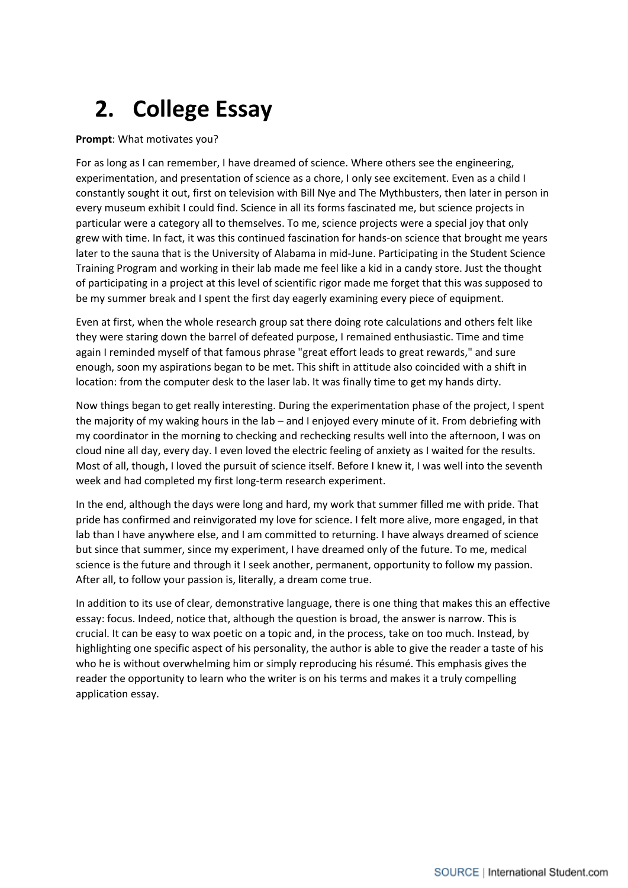# 2. College Essay

**Prompt**: What motivates you?

For as long as I can remember, I have dreamed of science. Where others see the engineering, experimentation, and presentation of science as a chore, I only see excitement. Even as a child I constantly sought it out, first on television with Bill Nye and The Mythbusters, then later in person in every museum exhibit I could find. Science in all its forms fascinated me, but science projects in particular were a category all to themselves. To me, science projects were a special joy that only grew with time. In fact, it was this continued fascination for hands-on science that brought me years later to the sauna that is the University of Alabama in mid-June. Participating in the Student Science Training Program and working in their lab made me feel like a kid in a candy store. Just the thought of participating in a project at this level of scientific rigor made me forget that this was supposed to be my summer break and I spent the first day eagerly examining every piece of equipment.

Even at first, when the whole research group sat there doing rote calculations and others felt like they were staring down the barrel of defeated purpose, I remained enthusiastic. Time and time again I reminded myself of that famous phrase "great effort leads to great rewards," and sure enough, soon my aspirations began to be met. This shift in attitude also coincided with a shift in location: from the computer desk to the laser lab. It was finally time to get my hands dirty.

Now things began to get really interesting. During the experimentation phase of the project, I spent the majority of my waking hours in the lab – and I enjoyed every minute of it. From debriefing with my coordinator in the morning to checking and rechecking results well into the afternoon, I was on cloud nine all day, every day. I even loved the electric feeling of anxiety as I waited for the results. Most of all, though, I loved the pursuit of science itself. Before I knew it, I was well into the seventh week and had completed my first long-term research experiment.

In the end, although the days were long and hard, my work that summer filled me with pride. That pride has confirmed and reinvigorated my love for science. I felt more alive, more engaged, in that lab than I have anywhere else, and I am committed to returning. I have always dreamed of science but since that summer, since my experiment, I have dreamed only of the future. To me, medical science is the future and through it I seek another, permanent, opportunity to follow my passion. After all, to follow your passion is, literally, a dream come true.

In addition to its use of clear, demonstrative language, there is one thing that makes this an effective essay: focus. Indeed, notice that, although the question is broad, the answer is narrow. This is crucial. It can be easy to wax poetic on a topic and, in the process, take on too much. Instead, by highlighting one specific aspect of his personality, the author is able to give the reader a taste of his who he is without overwhelming him or simply reproducing his résumé. This emphasis gives the reader the opportunity to learn who the writer is on his terms and makes it a truly compelling application essay.

SOURCE | International Student.com